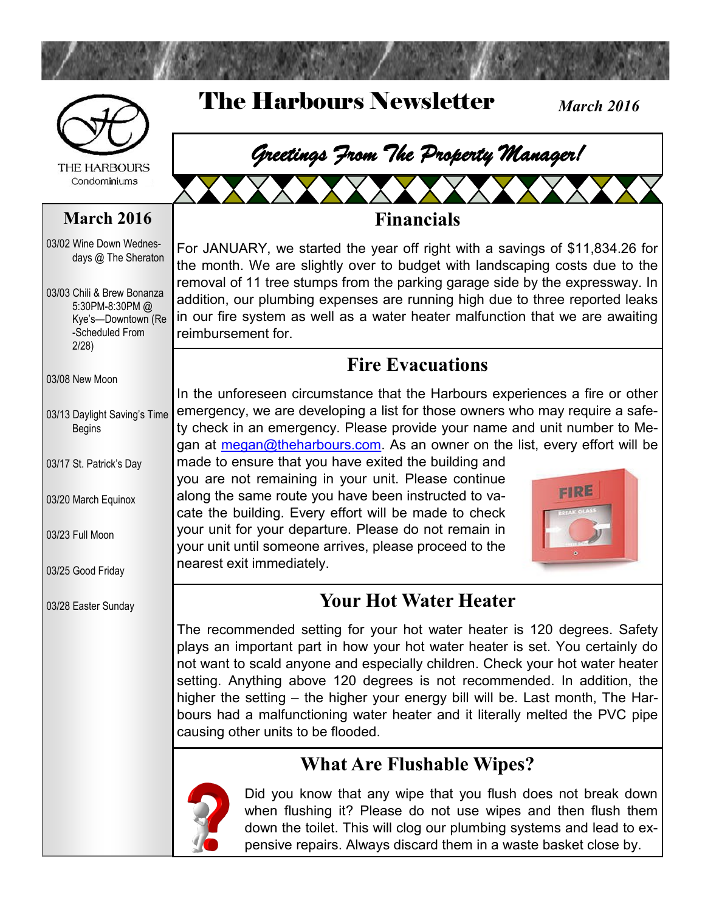THE HARBOURS Condominiums

# The Harbours Newsletter

*March 2016*

## *Greetings From The Property Manager!*

### March 2016

03/02 Wine Down Wednesdays @ The Sheraton

03/03 Chili & Brew Bonanza 5:30PM-8:30PM @ Kye's—Downtown (Re-Scheduled From 2/28)

03/08 New Moon

03/13 Daylight Saving's Time Begins

03/17 St. Patrick's Day

03/20 March Equinox

03/23 Full Moon

03/25 Good Friday

03/28 Easter Sunday

## Financials

For JANUARY, we started the year off right with a savings of $11,834.26 for the month. We are slightly over to budget with landscaping costs due to the removal of 11 tree stumps from the parking garage side by the expressway. In addition, our plumbing expenses are running high due to three reported leaks in our fire system as well as a water heater malfunction that we are awaiting reimbursement for.

## Fire Evacuations

In the unforeseen circumstance that the Harbours experiences a fire or other emergency, we are developing a list for those owners who may require a safety check in an emergency. Please provide your name and unit number to Megan at megan@theharbours.com. As an owner on the list, every effort will be made to ensure that you have exited the building and you are not remaining in your unit. Please continue along the same route you have been instructed to vacate the building. Every effort will be made to check your unit for your departure. Please do not remain in your unit until someone arrives, please proceed to the nearest exit immediately.

## Your Hot Water Heater

The recommended setting for your hot water heater is 120 degrees. Safety plays an important part in how your hot water heater is set. You certainly do not want to scald anyone and especially children. Check your hot water heater setting. Anything above 120 degrees is not recommended. In addition, the higher the setting – the higher your energy bill will be. Last month, The Harbours had a malfunctioning water heater and it literally melted the PVC pipe causing other units to be flooded.

## What Are Flushable Wipes?

Did you know that any wipe that you flush does not break down when flushing it? Please do not use wipes and then flush them down the toilet. This will clog our plumbing systems and lead to expensive repairs. Always discard them in a waste basket close by.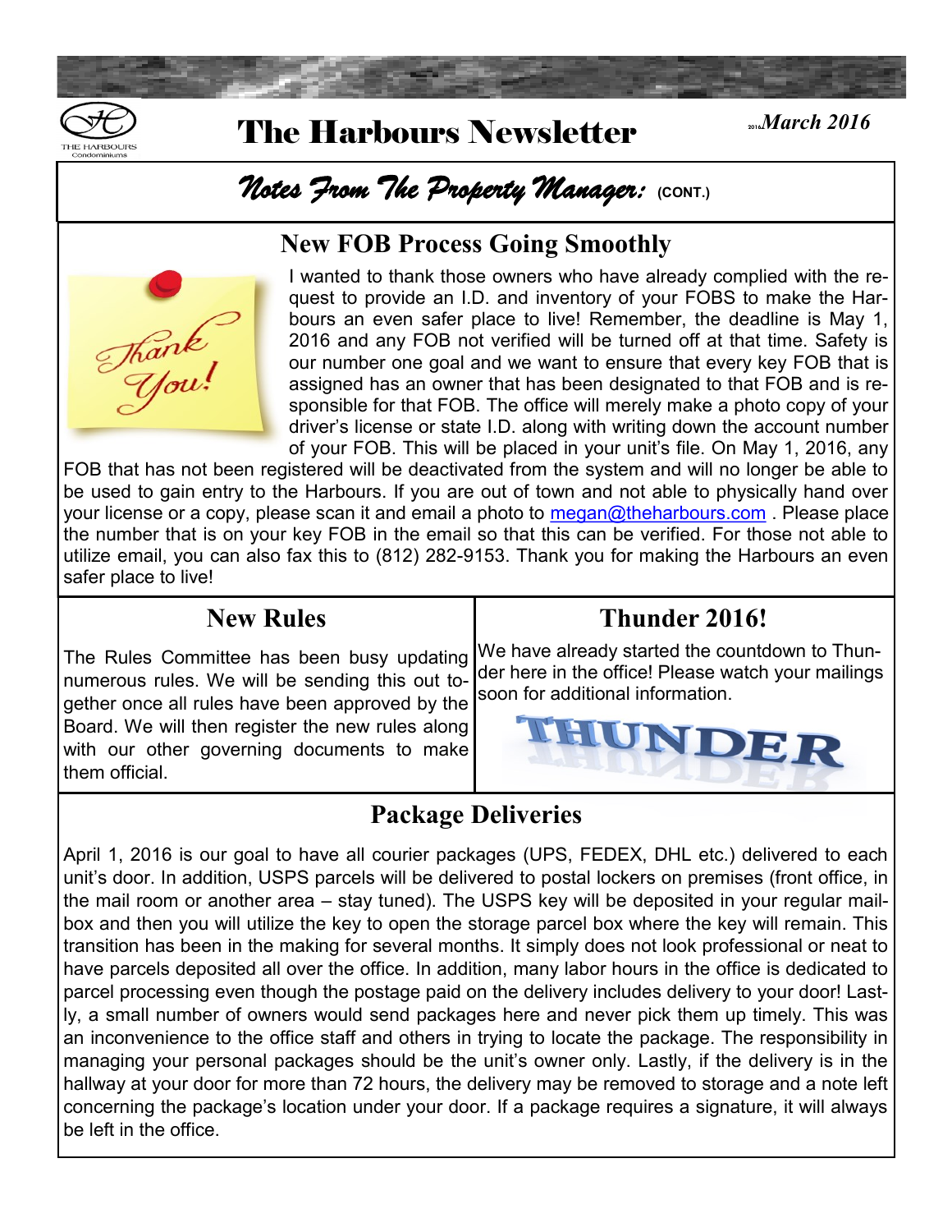# The Harbours Newsletter

*March 2016*

## *Notes From The Property Manager:* (CONT.)

### New FOB Process Going Smoothly

I wanted to thank those owners who have already complied with the request to provide an I.D. and inventory of your FOBS to make the Harbours an even safer place to live! Remember, the deadline is May 1, 2016 and any FOB not verified will be turned off at that time. Safety is our number one goal and we want to ensure that every key FOB that is assigned has an owner that has been designated to that FOB and is responsible for that FOB. The office will merely make a photo copy of your driver's license or state I.D. along with writing down the account number of your FOB. This will be placed in your unit's file. On May 1, 2016, any FOB that has not been registered will be deactivated from the system and will no longer be able to be used to gain entry to the Harbours. If you are out of town and not able to physically hand over your license or a copy, please scan it and email a photo to megan@theharbours.com . Please place the number that is on your key FOB in the email so that this can be verified. For those not able to utilize email, you can also fax this to (812) 282-9153. Thank you for making the Harbours an even safer place to live!

### New Rules

The Rules Committee has been busy updating numerous rules. We will be sending this out together once all rules have been approved by the Board. We will then register the new rules along with our other governing documents to make them official.

### Thunder 2016!

We have already started the countdown to Thunder here in the office! Please watch your mailings soon for additional information.

### Package Deliveries

April 1, 2016 is our goal to have all courier packages (UPS, FEDEX, DHL etc.) delivered to each unit's door. In addition, USPS parcels will be delivered to postal lockers on premises (front office, in the mail room or another area – stay tuned). The USPS key will be deposited in your regular mailbox and then you will utilize the key to open the storage parcel box where the key will remain. This transition has been in the making for several months. It simply does not look professional or neat to have parcels deposited all over the office. In addition, many labor hours in the office is dedicated to parcel processing even though the postage paid on the delivery includes delivery to your door! Lastly, a small number of owners would send packages here and never pick them up timely. This was an inconvenience to the office staff and others in trying to locate the package. The responsibility in managing your personal packages should be the unit's owner only. Lastly, if the delivery is in the hallway at your door for more than 72 hours, the delivery may be removed to storage and a note left concerning the package's location under your door. If a package requires a signature, it will always be left in the office.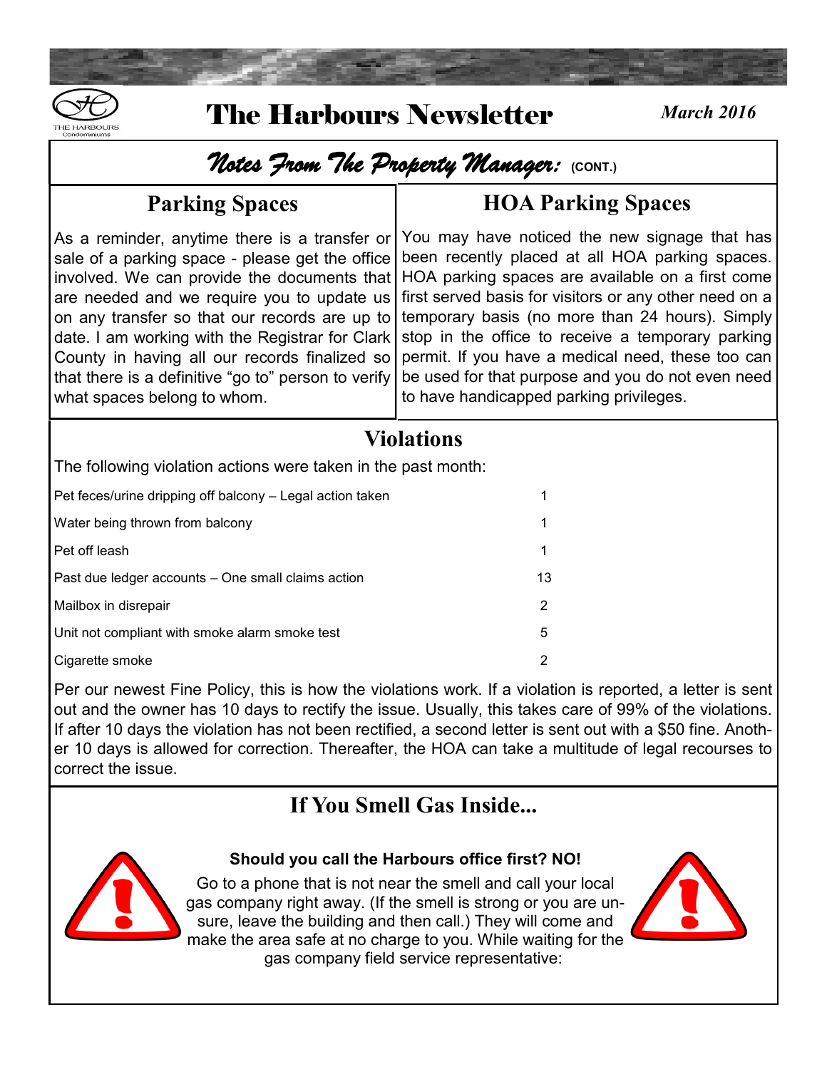# The Harbours Newsletter

*March 2016*

## *Notes From The Property Manager:* (CONT.)

### Parking Spaces

As a reminder, anytime there is a transfer or sale of a parking space - please get the office involved. We can provide the documents that are needed and we require you to update us on any transfer so that our records are up to date. I am working with the Registrar for Clark County in having all our records finalized so that there is a definitive "go to" person to verify what spaces belong to whom.

### HOA Parking Spaces

You may have noticed the new signage that has been recently placed at all HOA parking spaces. HOA parking spaces are available on a first come first served basis for visitors or any other need on a temporary basis (no more than 24 hours). Simply stop in the office to receive a temporary parking permit. If you have a medical need, these too can be used for that purpose and you do not even need to have handicapped parking privileges.

### Violations

The following violation actions were taken in the past month:

| Violation | Count |
|---|---|
| Pet feces/urine dripping off balcony – Legal action taken | 1 |
| Water being thrown from balcony | 1 |
| Pet off leash | 1 |
| Past due ledger accounts – One small claims action | 13 |
| Mailbox in disrepair | 2 |
| Unit not compliant with smoke alarm smoke test | 5 |
| Cigarette smoke | 2 |

Per our newest Fine Policy, this is how the violations work. If a violation is reported, a letter is sent out and the owner has 10 days to rectify the issue. Usually, this takes care of 99% of the violations. If after 10 days the violation has not been rectified, a second letter is sent out with a $50 fine. Another 10 days is allowed for correction. Thereafter, the HOA can take a multitude of legal recourses to correct the issue.

### If You Smell Gas Inside...

**Should you call the Harbours office first? NO!**

Go to a phone that is not near the smell and call your local gas company right away. (If the smell is strong or you are unsure, leave the building and then call.) They will come and make the area safe at no charge to you. While waiting for the gas company field service representative: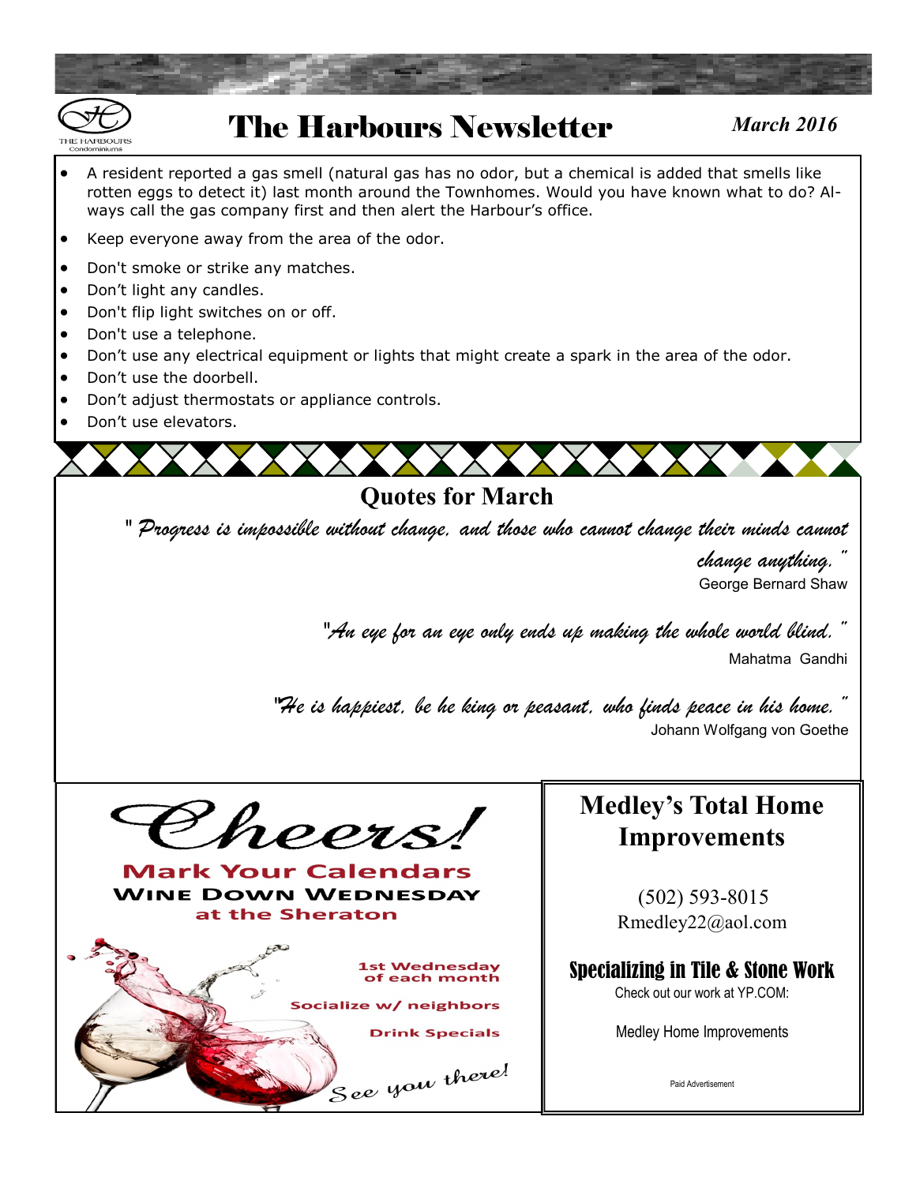# The Harbours Newsletter

*March 2016*

- A resident reported a gas smell (natural gas has no odor, but a chemical is added that smells like rotten eggs to detect it) last month around the Townhomes. Would you have known what to do? Always call the gas company first and then alert the Harbour's office.
- Keep everyone away from the area of the odor.
- Don't smoke or strike any matches.
- Don't light any candles.
- Don't flip light switches on or off.
- Don't use a telephone.
- Don't use any electrical equipment or lights that might create a spark in the area of the odor.
- Don't use the doorbell.
- Don't adjust thermostats or appliance controls.
- Don't use elevators.

## Quotes for March

*" Progress is impossible without change, and those who cannot change their minds cannot change anything. "*

George Bernard Shaw

*"An eye for an eye only ends up making the whole world blind. "*

Mahatma Gandhi

*"He is happiest, be he king or peasant, who finds peace in his home. "*

Johann Wolfgang von Goethe

## Cheers!

**Mark Your Calendars**

**Wine Down Wednesday**

**at the Sheraton**

1st Wednesday of each month

Socialize w/ neighbors

Drink Specials

*See you there!*

## Medley's Total Home Improvements

(502) 593-8015

Rmedley22@aol.com

**Specializing in Tile & Stone Work**

Check out our work at YP.COM:

Medley Home Improvements

Paid Advertisement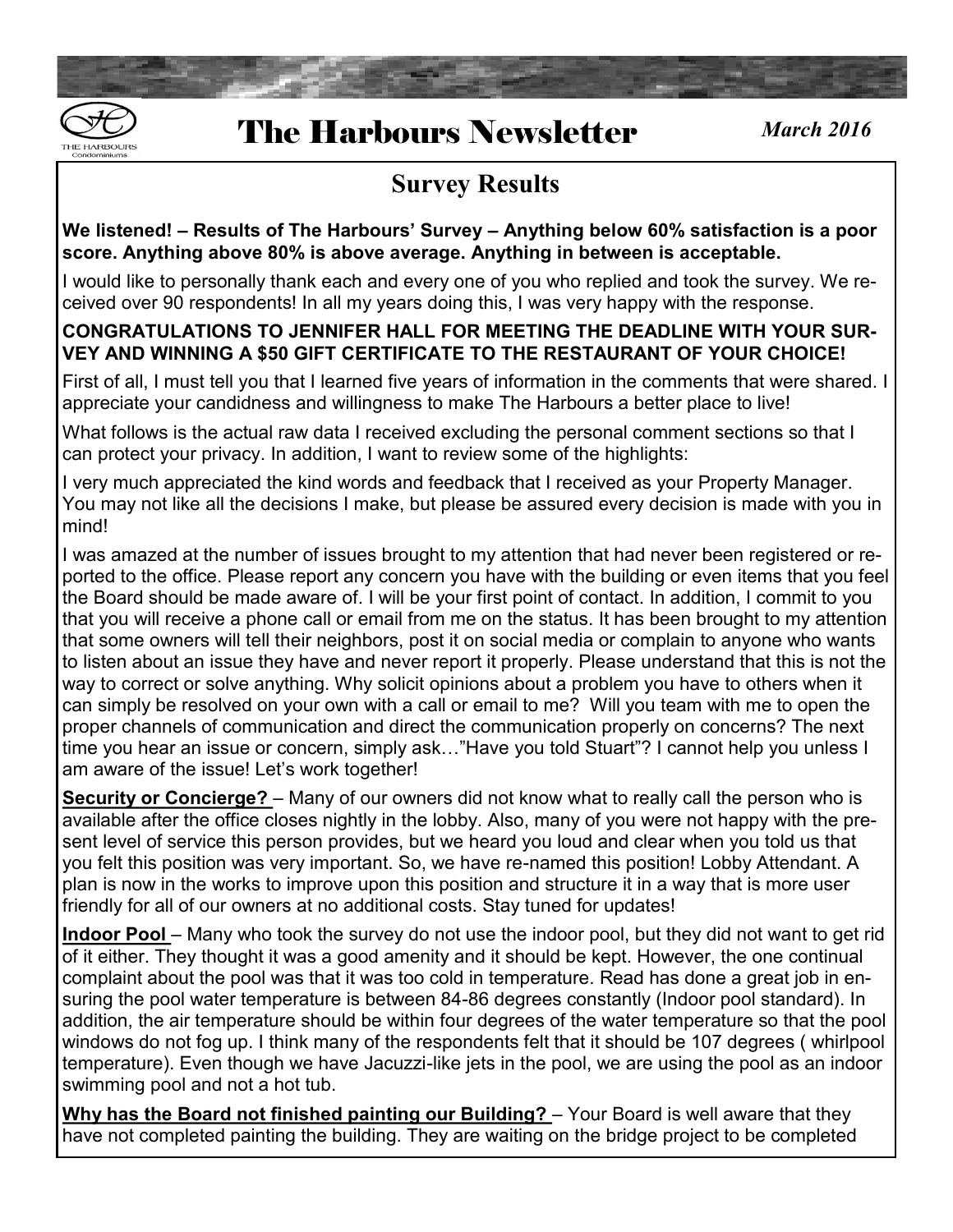# The Harbours Newsletter

*March 2016*

## Survey Results

**We listened! – Results of The Harbours' Survey – Anything below 60% satisfaction is a poor score. Anything above 80% is above average. Anything in between is acceptable.**

I would like to personally thank each and every one of you who replied and took the survey. We received over 90 respondents! In all my years doing this, I was very happy with the response.

**CONGRATULATIONS TO JENNIFER HALL FOR MEETING THE DEADLINE WITH YOUR SURVEY AND WINNING A $50 GIFT CERTIFICATE TO THE RESTAURANT OF YOUR CHOICE!**

First of all, I must tell you that I learned five years of information in the comments that were shared. I appreciate your candidness and willingness to make The Harbours a better place to live!

What follows is the actual raw data I received excluding the personal comment sections so that I can protect your privacy. In addition, I want to review some of the highlights:

I very much appreciated the kind words and feedback that I received as your Property Manager. You may not like all the decisions I make, but please be assured every decision is made with you in mind!

I was amazed at the number of issues brought to my attention that had never been registered or reported to the office. Please report any concern you have with the building or even items that you feel the Board should be made aware of. I will be your first point of contact. In addition, I commit to you that you will receive a phone call or email from me on the status. It has been brought to my attention that some owners will tell their neighbors, post it on social media or complain to anyone who wants to listen about an issue they have and never report it properly. Please understand that this is not the way to correct or solve anything. Why solicit opinions about a problem you have to others when it can simply be resolved on your own with a call or email to me? Will you team with me to open the proper channels of communication and direct the communication properly on concerns? The next time you hear an issue or concern, simply ask…"Have you told Stuart"? I cannot help you unless I am aware of the issue! Let's work together!

**Security or Concierge?** – Many of our owners did not know what to really call the person who is available after the office closes nightly in the lobby. Also, many of you were not happy with the present level of service this person provides, but we heard you loud and clear when you told us that you felt this position was very important. So, we have re-named this position! Lobby Attendant. A plan is now in the works to improve upon this position and structure it in a way that is more user friendly for all of our owners at no additional costs. Stay tuned for updates!

**Indoor Pool** – Many who took the survey do not use the indoor pool, but they did not want to get rid of it either. They thought it was a good amenity and it should be kept. However, the one continual complaint about the pool was that it was too cold in temperature. Read has done a great job in ensuring the pool water temperature is between 84-86 degrees constantly (Indoor pool standard). In addition, the air temperature should be within four degrees of the water temperature so that the pool windows do not fog up. I think many of the respondents felt that it should be 107 degrees ( whirlpool temperature). Even though we have Jacuzzi-like jets in the pool, we are using the pool as an indoor swimming pool and not a hot tub.

**Why has the Board not finished painting our Building?** – Your Board is well aware that they have not completed painting the building. They are waiting on the bridge project to be completed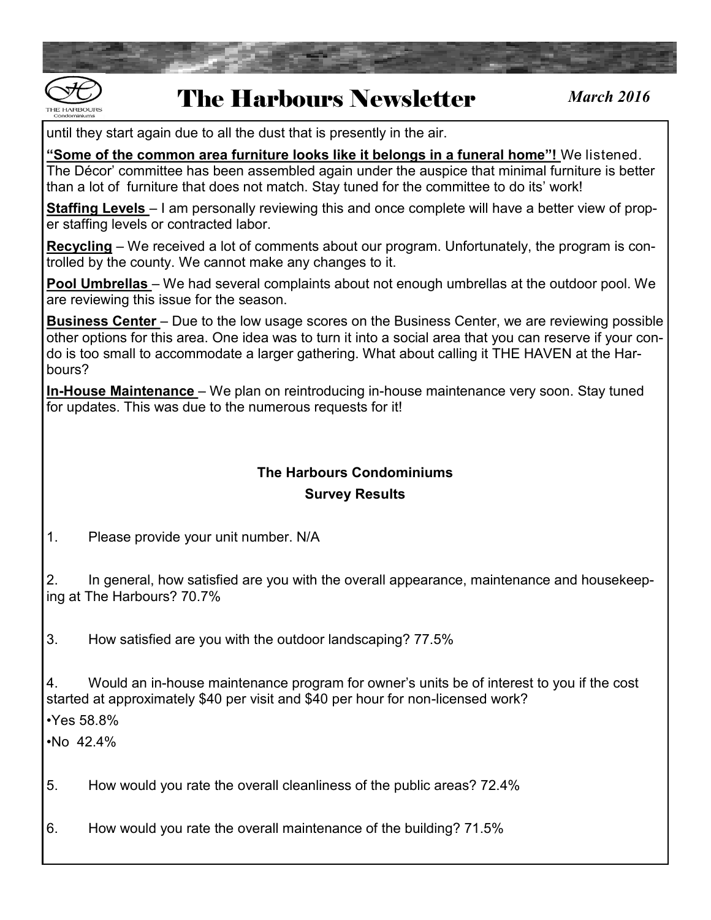until they start again due to all the dust that is presently in the air.

**"Some of the common area furniture looks like it belongs in a funeral home"!** We listened. The Décor' committee has been assembled again under the auspice that minimal furniture is better than a lot of furniture that does not match. Stay tuned for the committee to do its' work!

**Staffing Levels** – I am personally reviewing this and once complete will have a better view of proper staffing levels or contracted labor.

**Recycling** – We received a lot of comments about our program. Unfortunately, the program is controlled by the county. We cannot make any changes to it.

**Pool Umbrellas** – We had several complaints about not enough umbrellas at the outdoor pool. We are reviewing this issue for the season.

**Business Center** – Due to the low usage scores on the Business Center, we are reviewing possible other options for this area. One idea was to turn it into a social area that you can reserve if your condo is too small to accommodate a larger gathering. What about calling it THE HAVEN at the Harbours?

**In-House Maintenance** – We plan on reintroducing in-house maintenance very soon. Stay tuned for updates. This was due to the numerous requests for it!

**The Harbours Condominiums**

**Survey Results**

1. Please provide your unit number. N/A

2. In general, how satisfied are you with the overall appearance, maintenance and housekeeping at The Harbours? 70.7%

3. How satisfied are you with the outdoor landscaping? 77.5%

4. Would an in-house maintenance program for owner's units be of interest to you if the cost started at approximately $40 per visit and $40 per hour for non-licensed work?

•Yes 58.8%

•No 42.4%

5. How would you rate the overall cleanliness of the public areas? 72.4%

6. How would you rate the overall maintenance of the building? 71.5%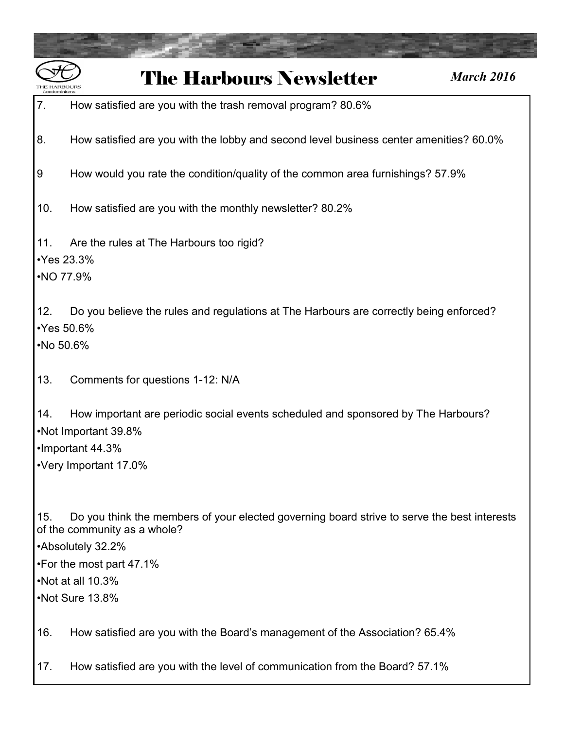7. How satisfied are you with the trash removal program? 80.6%

8. How satisfied are you with the lobby and second level business center amenities? 60.0%

9 How would you rate the condition/quality of the common area furnishings? 57.9%

10. How satisfied are you with the monthly newsletter? 80.2%

11. Are the rules at The Harbours too rigid?

•Yes 23.3%
•NO 77.9%

12. Do you believe the rules and regulations at The Harbours are correctly being enforced?

•Yes 50.6%
•No 50.6%

13. Comments for questions 1-12: N/A

14. How important are periodic social events scheduled and sponsored by The Harbours?

•Not Important 39.8%
•Important 44.3%
•Very Important 17.0%

15. Do you think the members of your elected governing board strive to serve the best interests of the community as a whole?

•Absolutely 32.2%
•For the most part 47.1%
•Not at all 10.3%
•Not Sure 13.8%

16. How satisfied are you with the Board's management of the Association? 65.4%

17. How satisfied are you with the level of communication from the Board? 57.1%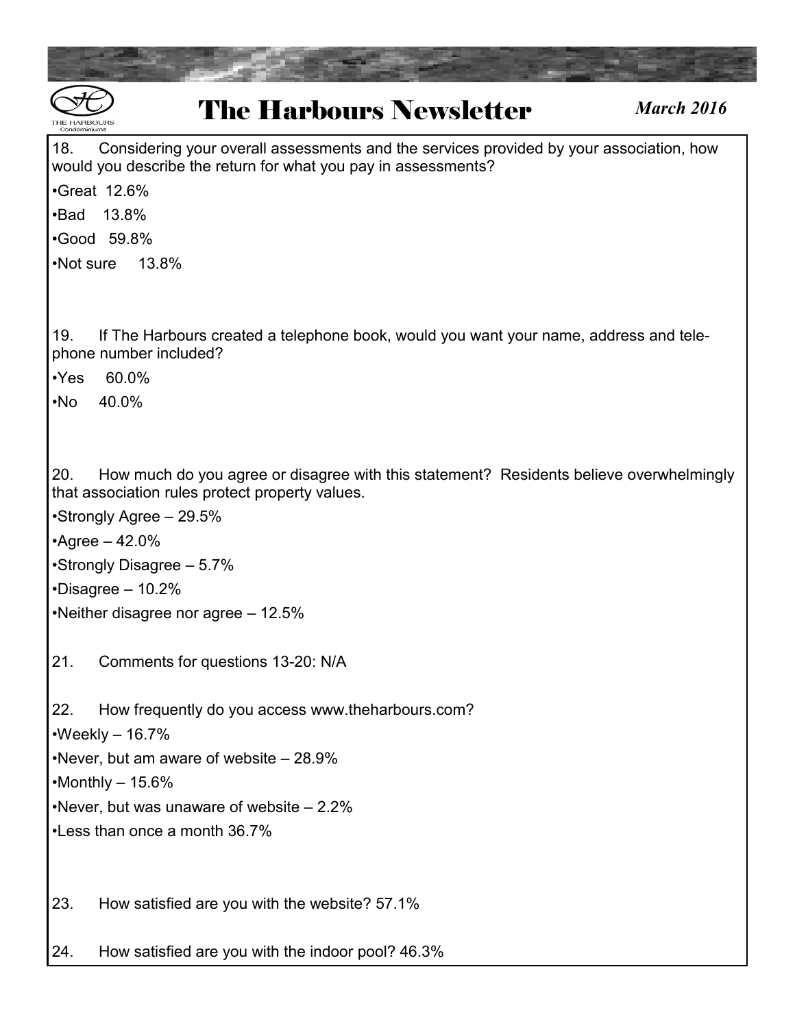18. Considering your overall assessments and the services provided by your association, how would you describe the return for what you pay in assessments?

- Great 12.6%
- Bad 13.8%
- Good 59.8%
- Not sure 13.8%

19. If The Harbours created a telephone book, would you want your name, address and telephone number included?

- Yes 60.0%
- No 40.0%

20. How much do you agree or disagree with this statement? Residents believe overwhelmingly that association rules protect property values.

- Strongly Agree – 29.5%
- Agree – 42.0%
- Strongly Disagree – 5.7%
- Disagree – 10.2%
- Neither disagree nor agree – 12.5%

21. Comments for questions 13-20: N/A

22. How frequently do you access www.theharbours.com?

- Weekly – 16.7%
- Never, but am aware of website – 28.9%
- Monthly – 15.6%
- Never, but was unaware of website – 2.2%
- Less than once a month 36.7%

23. How satisfied are you with the website? 57.1%

24. How satisfied are you with the indoor pool? 46.3%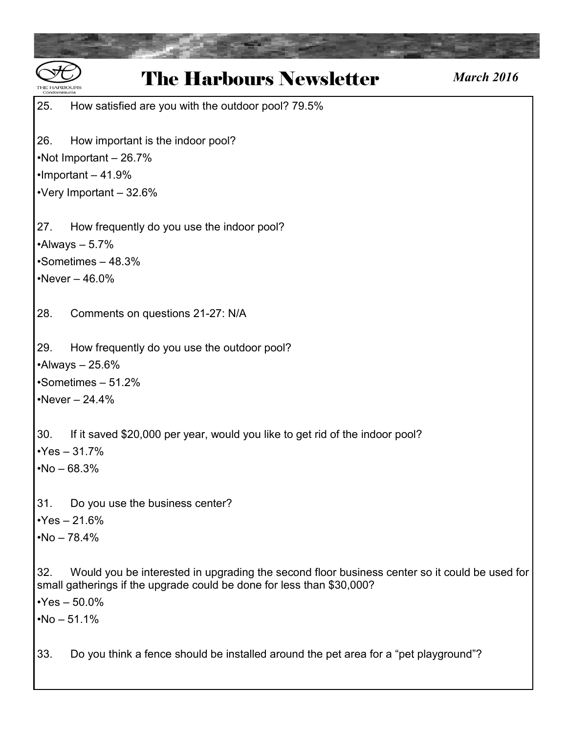25. How satisfied are you with the outdoor pool? 79.5%

26. How important is the indoor pool?

•Not Important – 26.7%

•Important – 41.9%

•Very Important – 32.6%

27. How frequently do you use the indoor pool?

•Always – 5.7%

•Sometimes – 48.3%

•Never – 46.0%

28. Comments on questions 21-27: N/A

29. How frequently do you use the outdoor pool?

•Always – 25.6%

•Sometimes – 51.2%

•Never – 24.4%

30. If it saved $20,000 per year, would you like to get rid of the indoor pool?

•Yes – 31.7%

•No – 68.3%

31. Do you use the business center?

•Yes – 21.6%

•No – 78.4%

32. Would you be interested in upgrading the second floor business center so it could be used for small gatherings if the upgrade could be done for less than $30,000?

•Yes – 50.0%

•No – 51.1%

33. Do you think a fence should be installed around the pet area for a "pet playground"?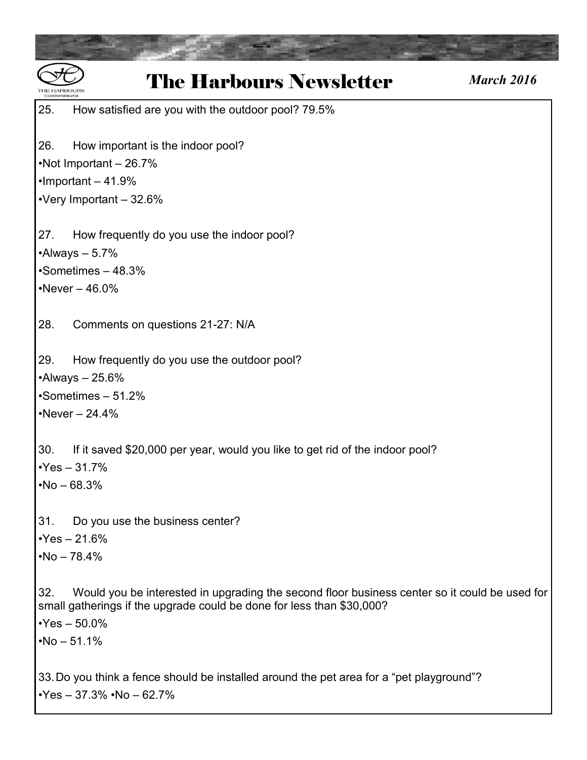25. How satisfied are you with the outdoor pool? 79.5%

26. How important is the indoor pool?

•Not Important – 26.7%

•Important – 41.9%

•Very Important – 32.6%

27. How frequently do you use the indoor pool?

•Always – 5.7%

•Sometimes – 48.3%

•Never – 46.0%

28. Comments on questions 21-27: N/A

29. How frequently do you use the outdoor pool?

•Always – 25.6%

•Sometimes – 51.2%

•Never – 24.4%

30. If it saved $20,000 per year, would you like to get rid of the indoor pool?

•Yes – 31.7%

•No – 68.3%

31. Do you use the business center?

•Yes – 21.6%

•No – 78.4%

32. Would you be interested in upgrading the second floor business center so it could be used for small gatherings if the upgrade could be done for less than $30,000?

•Yes – 50.0%

•No – 51.1%

33. Do you think a fence should be installed around the pet area for a "pet playground"?

•Yes – 37.3% •No – 62.7%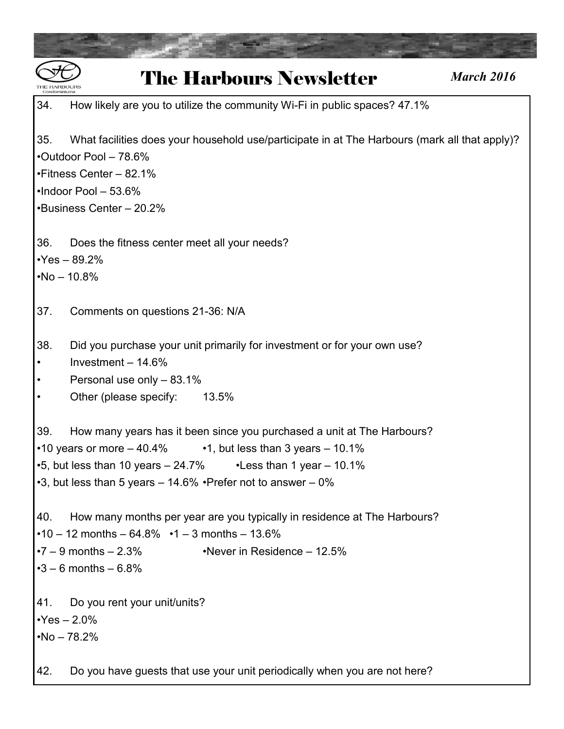34. How likely are you to utilize the community Wi-Fi in public spaces? 47.1%

35. What facilities does your household use/participate in at The Harbours (mark all that apply)?

- Outdoor Pool – 78.6%
- Fitness Center – 82.1%
- Indoor Pool – 53.6%
- Business Center – 20.2%

36. Does the fitness center meet all your needs?

- Yes – 89.2%
- No – 10.8%

37. Comments on questions 21-36: N/A

38. Did you purchase your unit primarily for investment or for your own use?

- Investment – 14.6%
- Personal use only – 83.1%
- Other (please specify: 13.5%

39. How many years has it been since you purchased a unit at The Harbours?

- 10 years or more – 40.4%
- 1, but less than 3 years – 10.1%
- 5, but less than 10 years – 24.7%
- Less than 1 year – 10.1%
- 3, but less than 5 years – 14.6%
- Prefer not to answer – 0%

40. How many months per year are you typically in residence at The Harbours?

- 10 – 12 months – 64.8%
- 1 – 3 months – 13.6%
- 7 – 9 months – 2.3%
- Never in Residence – 12.5%
- 3 – 6 months – 6.8%

41. Do you rent your unit/units?

- Yes – 2.0%
- No – 78.2%

42. Do you have guests that use your unit periodically when you are not here?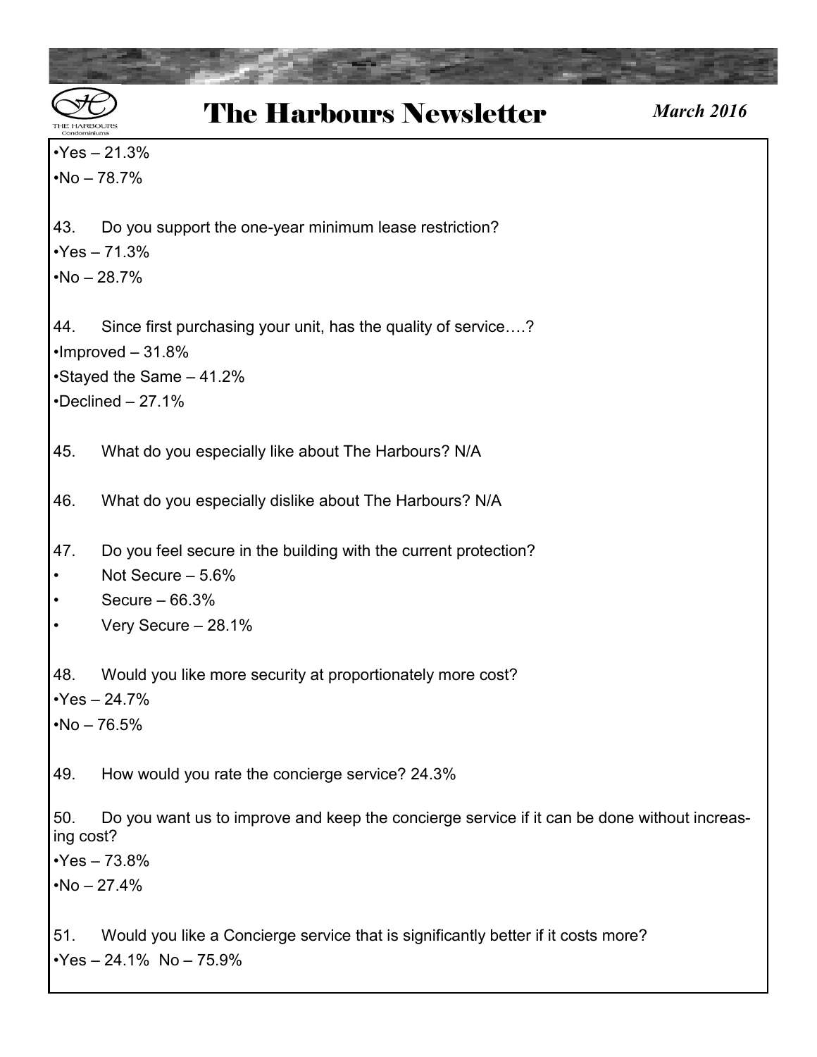•Yes – 21.3%
•No – 78.7%

43. Do you support the one-year minimum lease restriction?
•Yes – 71.3%
•No – 28.7%

44. Since first purchasing your unit, has the quality of service….?
•Improved – 31.8%
•Stayed the Same – 41.2%
•Declined – 27.1%

45. What do you especially like about The Harbours? N/A

46. What do you especially dislike about The Harbours? N/A

47. Do you feel secure in the building with the current protection?
- Not Secure – 5.6%
- Secure – 66.3%
- Very Secure – 28.1%

48. Would you like more security at proportionately more cost?
•Yes – 24.7%
•No – 76.5%

49. How would you rate the concierge service? 24.3%

50. Do you want us to improve and keep the concierge service if it can be done without increasing cost?
•Yes – 73.8%
•No – 27.4%

51. Would you like a Concierge service that is significantly better if it costs more?
•Yes – 24.1% No – 75.9%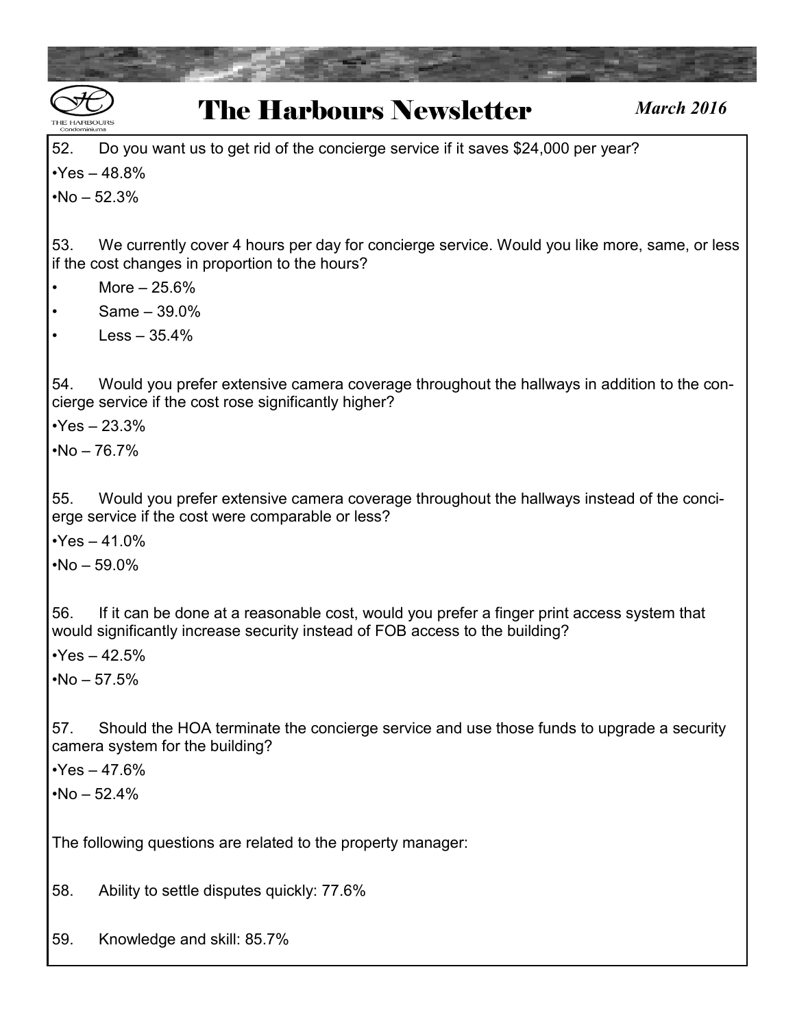52. Do you want us to get rid of the concierge service if it saves $24,000 per year?

- Yes – 48.8%
- No – 52.3%

53. We currently cover 4 hours per day for concierge service. Would you like more, same, or less if the cost changes in proportion to the hours?

- More – 25.6%
- Same – 39.0%
- Less – 35.4%

54. Would you prefer extensive camera coverage throughout the hallways in addition to the concierge service if the cost rose significantly higher?

- Yes – 23.3%
- No – 76.7%

55. Would you prefer extensive camera coverage throughout the hallways instead of the concierge service if the cost were comparable or less?

- Yes – 41.0%
- No – 59.0%

56. If it can be done at a reasonable cost, would you prefer a finger print access system that would significantly increase security instead of FOB access to the building?

- Yes – 42.5%
- No – 57.5%

57. Should the HOA terminate the concierge service and use those funds to upgrade a security camera system for the building?

- Yes – 47.6%
- No – 52.4%

The following questions are related to the property manager:

58. Ability to settle disputes quickly: 77.6%

59. Knowledge and skill: 85.7%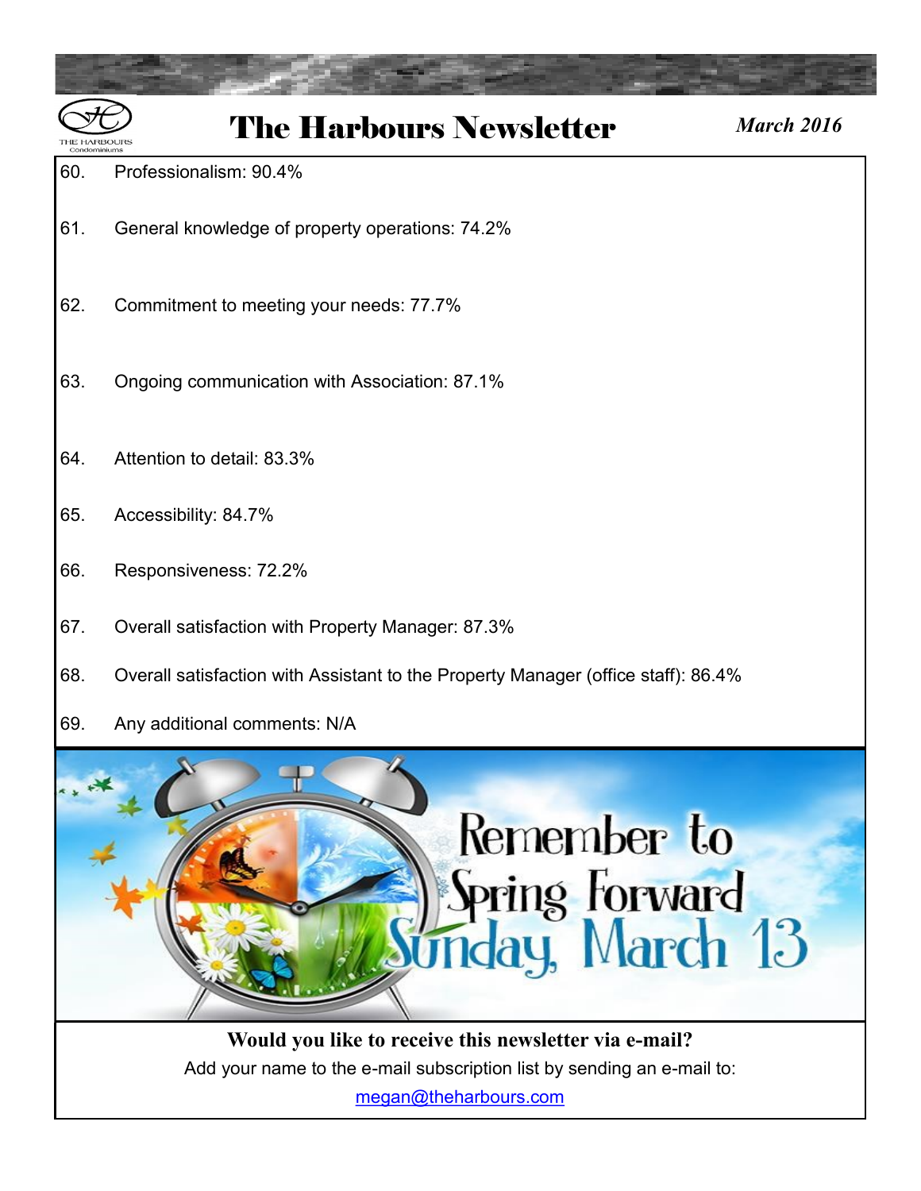60. Professionalism: 90.4%

61. General knowledge of property operations: 74.2%

62. Commitment to meeting your needs: 77.7%

63. Ongoing communication with Association: 87.1%

64. Attention to detail: 83.3%

65. Accessibility: 84.7%

66. Responsiveness: 72.2%

67. Overall satisfaction with Property Manager: 87.3%

68. Overall satisfaction with Assistant to the Property Manager (office staff): 86.4%

69. Any additional comments: N/A

Remember to Spring Forward Sunday, March 13

**Would you like to receive this newsletter via e-mail?**

Add your name to the e-mail subscription list by sending an e-mail to:

megan@theharbours.com